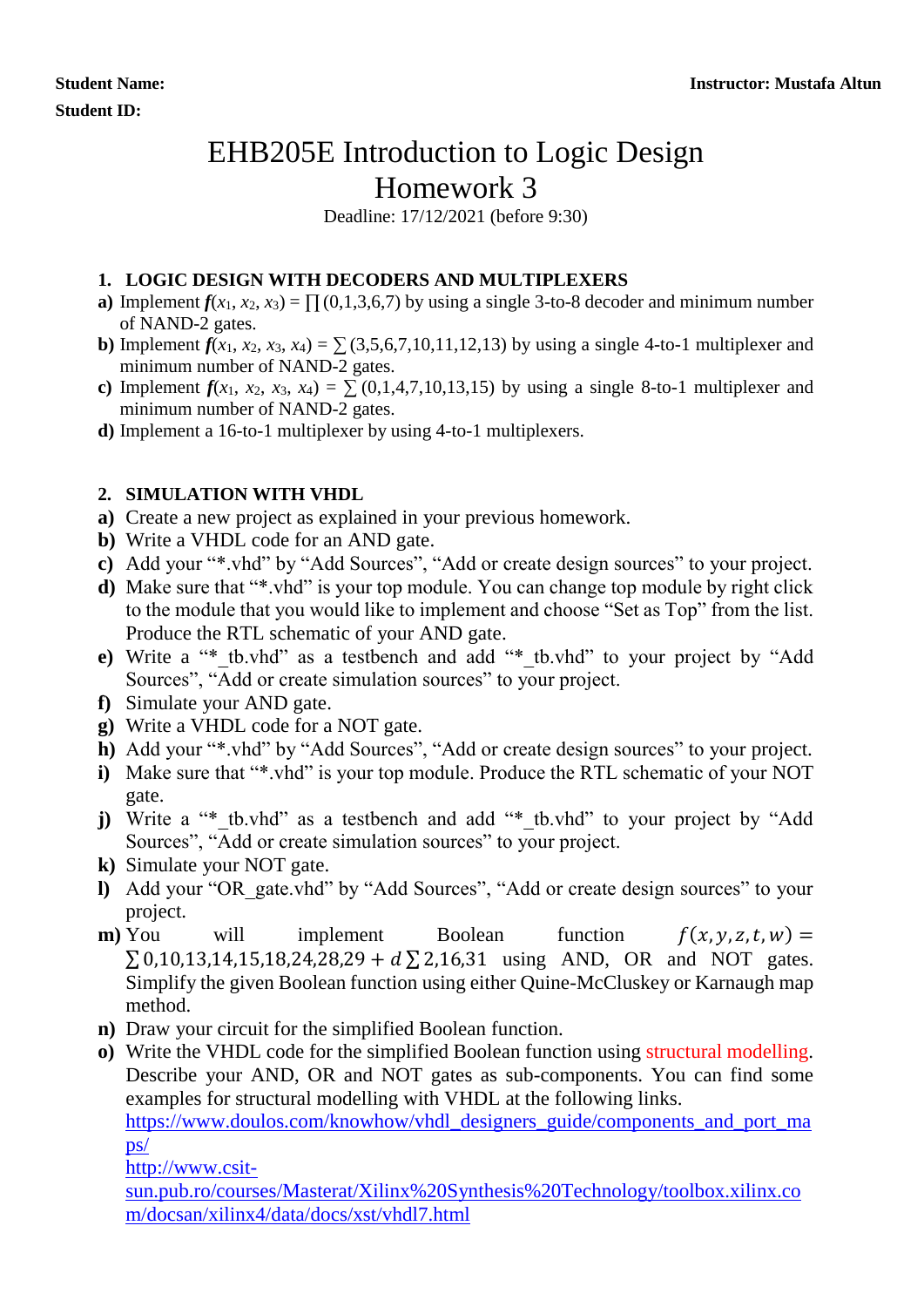**Student Name:** **Instructor: Mustafa Altun**

**Student ID:**

# EHB205E Introduction to Logic Design
# Homework 3

Deadline: 17/12/2021 (before 9:30)

## 1. LOGIC DESIGN WITH DECODERS AND MULTIPLEXERS

**a)** Implement $\boldsymbol{f}(x_1, x_2, x_3) = \prod(0,1,3,6,7)$ by using a single 3-to-8 decoder and minimum number of NAND-2 gates.

**b)** Implement $\boldsymbol{f}(x_1, x_2, x_3, x_4) = \sum(3,5,6,7,10,11,12,13)$ by using a single 4-to-1 multiplexer and minimum number of NAND-2 gates.

**c)** Implement $\boldsymbol{f}(x_1, x_2, x_3, x_4) = \sum(0,1,4,7,10,13,15)$ by using a single 8-to-1 multiplexer and minimum number of NAND-2 gates.

**d)** Implement a 16-to-1 multiplexer by using 4-to-1 multiplexers.

## 2. SIMULATION WITH VHDL

**a)** Create a new project as explained in your previous homework.

**b)** Write a VHDL code for an AND gate.

**c)** Add your "*.vhd" by "Add Sources", "Add or create design sources" to your project.

**d)** Make sure that "*.vhd" is your top module. You can change top module by right click to the module that you would like to implement and choose "Set as Top" from the list. Produce the RTL schematic of your AND gate.

**e)** Write a "*_tb.vhd" as a testbench and add "*_tb.vhd" to your project by "Add Sources", "Add or create simulation sources" to your project.

**f)** Simulate your AND gate.

**g)** Write a VHDL code for a NOT gate.

**h)** Add your "*.vhd" by "Add Sources", "Add or create design sources" to your project.

**i)** Make sure that "*.vhd" is your top module. Produce the RTL schematic of your NOT gate.

**j)** Write a "*_tb.vhd" as a testbench and add "*_tb.vhd" to your project by "Add Sources", "Add or create simulation sources" to your project.

**k)** Simulate your NOT gate.

**l)** Add your "OR_gate.vhd" by "Add Sources", "Add or create design sources" to your project.

**m)** You will implement Boolean function $f(x, y, z, t, w) = \sum 0,10,13,14,15,18,24,28,29 + d\sum 2,16,31$ using AND, OR and NOT gates. Simplify the given Boolean function using either Quine-McCluskey or Karnaugh map method.

**n)** Draw your circuit for the simplified Boolean function.

**o)** Write the VHDL code for the simplified Boolean function using structural modelling. Describe your AND, OR and NOT gates as sub-components. You can find some examples for structural modelling with VHDL at the following links.
https://www.doulos.com/knowhow/vhdl_designers_guide/components_and_port_maps/
http://www.csit-sun.pub.ro/courses/Masterat/Xilinx%20Synthesis%20Technology/toolbox.xilinx.com/docsan/xilinx4/data/docs/xst/vhdl7.html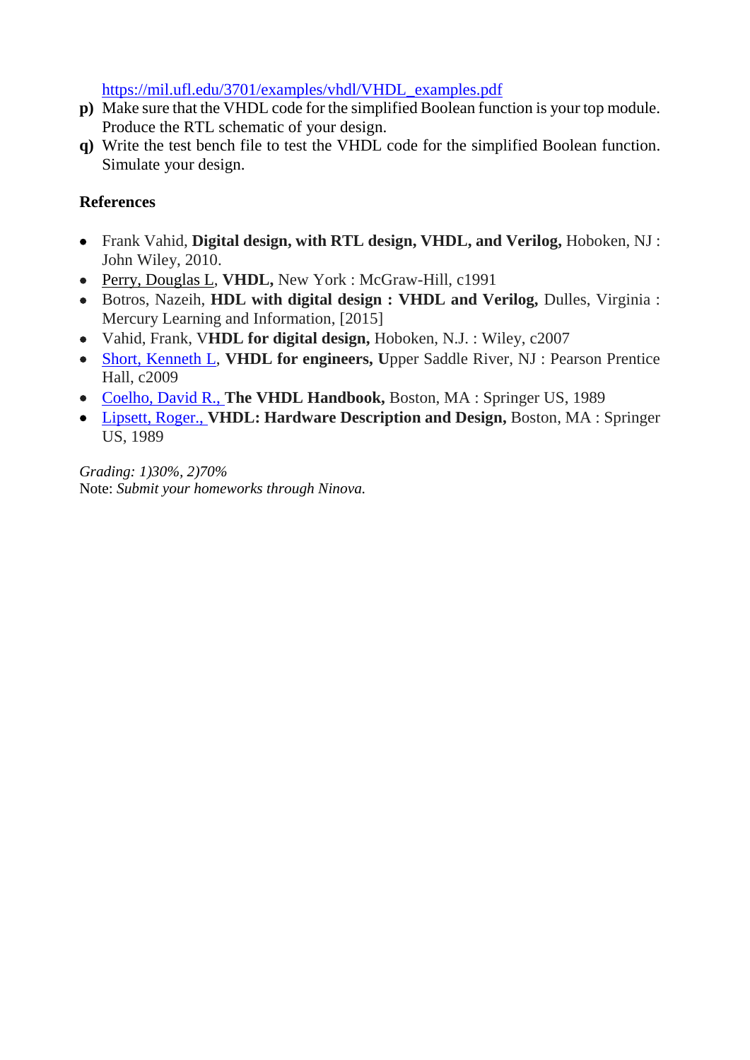https://mil.ufl.edu/3701/examples/vhdl/VHDL_examples.pdf

**p)** Make sure that the VHDL code for the simplified Boolean function is your top module. Produce the RTL schematic of your design.

**q)** Write the test bench file to test the VHDL code for the simplified Boolean function. Simulate your design.

**References**

- Frank Vahid, **Digital design, with RTL design, VHDL, and Verilog,** Hoboken, NJ : John Wiley, 2010.
- Perry, Douglas L, **VHDL,** New York : McGraw-Hill, c1991
- Botros, Nazeih, **HDL with digital design : VHDL and Verilog,** Dulles, Virginia : Mercury Learning and Information, [2015]
- Vahid, Frank, V**HDL for digital design,** Hoboken, N.J. : Wiley, c2007
- Short, Kenneth L, **VHDL for engineers, U**pper Saddle River, NJ : Pearson Prentice Hall, c2009
- Coelho, David R., **The VHDL Handbook,** Boston, MA : Springer US, 1989
- Lipsett, Roger., **VHDL: Hardware Description and Design,** Boston, MA : Springer US, 1989

*Grading: 1)30%, 2)70%*

Note: *Submit your homeworks through Ninova.*